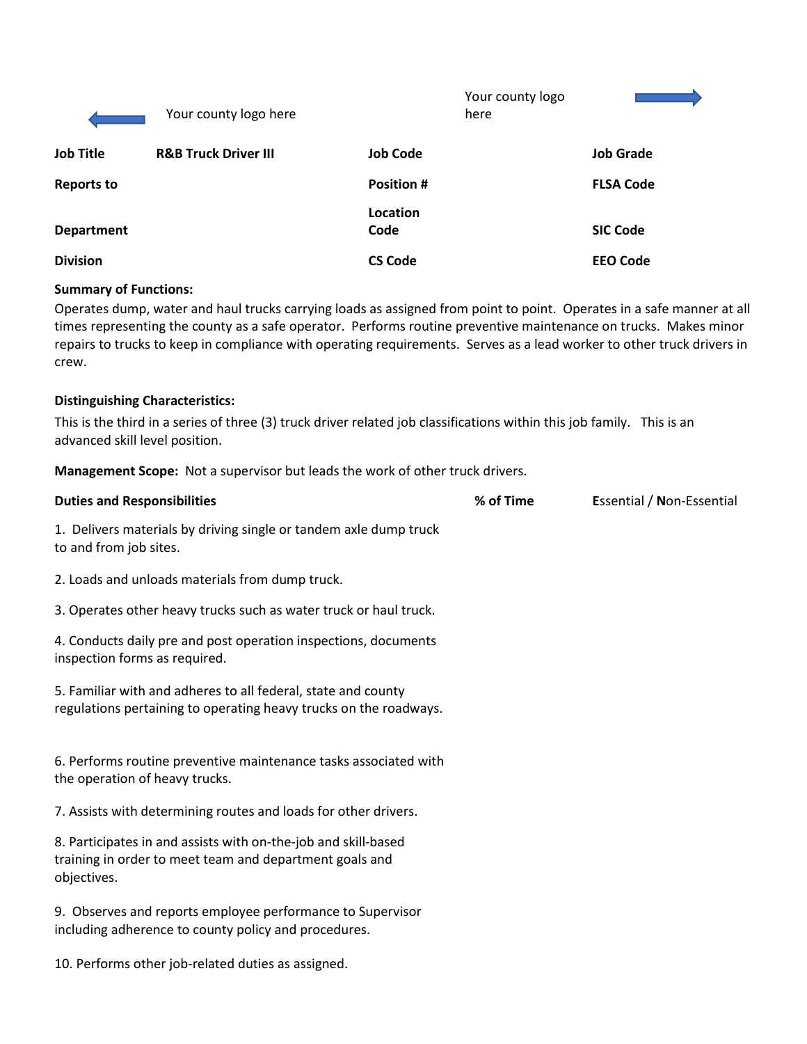Your county logo here

Your county logo here

| Job Title | R&B Truck Driver III | Job Code | | Job Grade | |
|---|---|---|---|---|---|
| Reports to | | Position # | | FLSA Code | |
| Department | | Location Code | | SIC Code | |
| Division | | CS Code | | EEO Code | |

**Summary of Functions:**

Operates dump, water and haul trucks carrying loads as assigned from point to point. Operates in a safe manner at all times representing the county as a safe operator. Performs routine preventive maintenance on trucks. Makes minor repairs to trucks to keep in compliance with operating requirements. Serves as a lead worker to other truck drivers in crew.

**Distinguishing Characteristics:**

This is the third in a series of three (3) truck driver related job classifications within this job family. This is an advanced skill level position.

**Management Scope:** Not a supervisor but leads the work of other truck drivers.

| Duties and Responsibilities | % of Time | **E**ssential / **N**on-Essential |
|---|---|---|
| 1. Delivers materials by driving single or tandem axle dump truck to and from job sites. | | |
| 2. Loads and unloads materials from dump truck. | | |
| 3. Operates other heavy trucks such as water truck or haul truck. | | |
| 4. Conducts daily pre and post operation inspections, documents inspection forms as required. | | |
| 5. Familiar with and adheres to all federal, state and county regulations pertaining to operating heavy trucks on the roadways. | | |
| 6. Performs routine preventive maintenance tasks associated with the operation of heavy trucks. | | |
| 7. Assists with determining routes and loads for other drivers. | | |
| 8. Participates in and assists with on-the-job and skill-based training in order to meet team and department goals and objectives. | | |
| 9. Observes and reports employee performance to Supervisor including adherence to county policy and procedures. | | |
| 10. Performs other job-related duties as assigned. | | |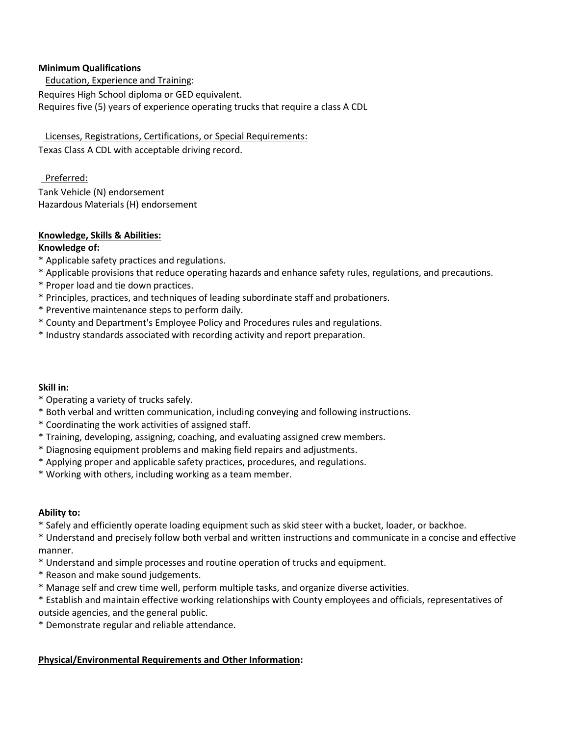**Minimum Qualifications**

Education, Experience and Training:

Requires High School diploma or GED equivalent.
Requires five (5) years of experience operating trucks that require a class A CDL

Licenses, Registrations, Certifications, or Special Requirements:

Texas Class A CDL with acceptable driving record.

Preferred:

Tank Vehicle (N) endorsement
Hazardous Materials (H) endorsement

**Knowledge, Skills & Abilities:**

**Knowledge of:**

* Applicable safety practices and regulations.
* Applicable provisions that reduce operating hazards and enhance safety rules, regulations, and precautions.
* Proper load and tie down practices.
* Principles, practices, and techniques of leading subordinate staff and probationers.
* Preventive maintenance steps to perform daily.
* County and Department's Employee Policy and Procedures rules and regulations.
* Industry standards associated with recording activity and report preparation.

**Skill in:**

* Operating a variety of trucks safely.
* Both verbal and written communication, including conveying and following instructions.
* Coordinating the work activities of assigned staff.
* Training, developing, assigning, coaching, and evaluating assigned crew members.
* Diagnosing equipment problems and making field repairs and adjustments.
* Applying proper and applicable safety practices, procedures, and regulations.
* Working with others, including working as a team member.

**Ability to:**

* Safely and efficiently operate loading equipment such as skid steer with a bucket, loader, or backhoe.
* Understand and precisely follow both verbal and written instructions and communicate in a concise and effective manner.
* Understand and simple processes and routine operation of trucks and equipment.
* Reason and make sound judgements.
* Manage self and crew time well, perform multiple tasks, and organize diverse activities.
* Establish and maintain effective working relationships with County employees and officials, representatives of outside agencies, and the general public.
* Demonstrate regular and reliable attendance.

**Physical/Environmental Requirements and Other Information:**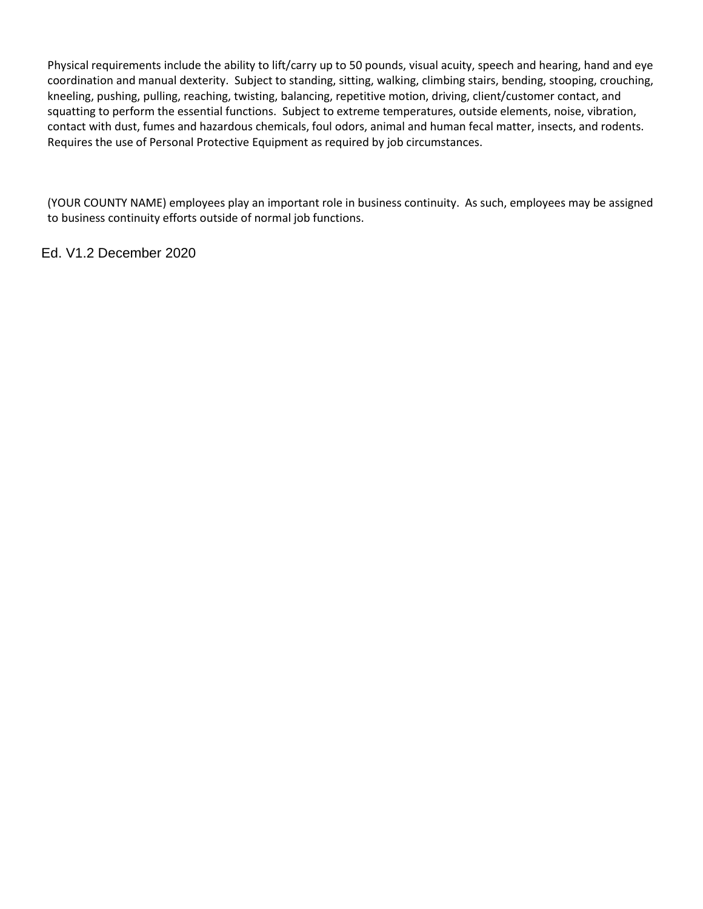Physical requirements include the ability to lift/carry up to 50 pounds, visual acuity, speech and hearing, hand and eye coordination and manual dexterity. Subject to standing, sitting, walking, climbing stairs, bending, stooping, crouching, kneeling, pushing, pulling, reaching, twisting, balancing, repetitive motion, driving, client/customer contact, and squatting to perform the essential functions. Subject to extreme temperatures, outside elements, noise, vibration, contact with dust, fumes and hazardous chemicals, foul odors, animal and human fecal matter, insects, and rodents. Requires the use of Personal Protective Equipment as required by job circumstances.

(YOUR COUNTY NAME) employees play an important role in business continuity. As such, employees may be assigned to business continuity efforts outside of normal job functions.

Ed. V1.2 December 2020